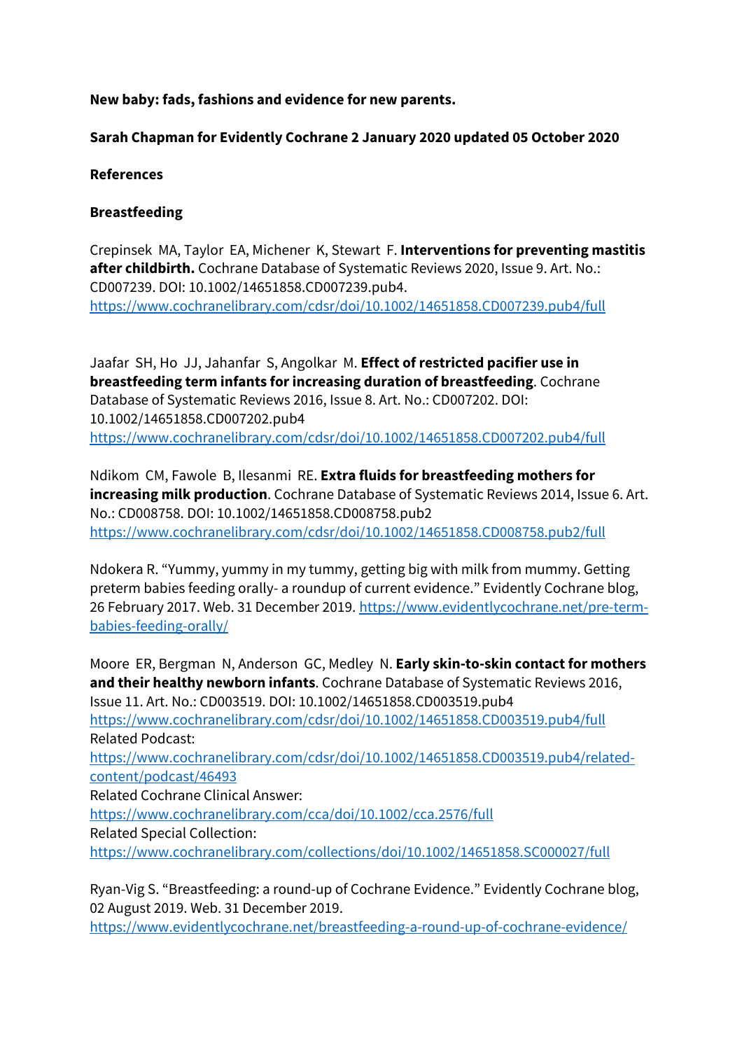**New baby: fads, fashions and evidence for new parents.**

**Sarah Chapman for Evidently Cochrane 2 January 2020 updated 05 October 2020**

**References**

**Breastfeeding**

Crepinsek MA, Taylor EA, Michener K, Stewart F. **Interventions for preventing mastitis after childbirth.** Cochrane Database of Systematic Reviews 2020, Issue 9. Art. No.: CD007239. DOI: 10.1002/14651858.CD007239.pub4.
[https://www.cochranelibrary.com/cdsr/doi/10.1002/14651858.CD007239.pub4/full](https://www.cochranelibrary.com/cdsr/doi/10.1002/14651858.CD007239.pub4/full)

Jaafar SH, Ho JJ, Jahanfar S, Angolkar M. **Effect of restricted pacifier use in breastfeeding term infants for increasing duration of breastfeeding**. Cochrane Database of Systematic Reviews 2016, Issue 8. Art. No.: CD007202. DOI: 10.1002/14651858.CD007202.pub4
[https://www.cochranelibrary.com/cdsr/doi/10.1002/14651858.CD007202.pub4/full](https://www.cochranelibrary.com/cdsr/doi/10.1002/14651858.CD007202.pub4/full)

Ndikom CM, Fawole B, Ilesanmi RE. **Extra fluids for breastfeeding mothers for increasing milk production**. Cochrane Database of Systematic Reviews 2014, Issue 6. Art. No.: CD008758. DOI: 10.1002/14651858.CD008758.pub2
[https://www.cochranelibrary.com/cdsr/doi/10.1002/14651858.CD008758.pub2/full](https://www.cochranelibrary.com/cdsr/doi/10.1002/14651858.CD008758.pub2/full)

Ndokera R. "Yummy, yummy in my tummy, getting big with milk from mummy. Getting preterm babies feeding orally- a roundup of current evidence." Evidently Cochrane blog, 26 February 2017. Web. 31 December 2019. [https://www.evidentlycochrane.net/pre-term-babies-feeding-orally/](https://www.evidentlycochrane.net/pre-term-babies-feeding-orally/)

Moore ER, Bergman N, Anderson GC, Medley N. **Early skin-to-skin contact for mothers and their healthy newborn infants**. Cochrane Database of Systematic Reviews 2016, Issue 11. Art. No.: CD003519. DOI: 10.1002/14651858.CD003519.pub4
[https://www.cochranelibrary.com/cdsr/doi/10.1002/14651858.CD003519.pub4/full](https://www.cochranelibrary.com/cdsr/doi/10.1002/14651858.CD003519.pub4/full)
Related Podcast:
[https://www.cochranelibrary.com/cdsr/doi/10.1002/14651858.CD003519.pub4/related-content/podcast/46493](https://www.cochranelibrary.com/cdsr/doi/10.1002/14651858.CD003519.pub4/related-content/podcast/46493)
Related Cochrane Clinical Answer:
[https://www.cochranelibrary.com/cca/doi/10.1002/cca.2576/full](https://www.cochranelibrary.com/cca/doi/10.1002/cca.2576/full)
Related Special Collection:
[https://www.cochranelibrary.com/collections/doi/10.1002/14651858.SC000027/full](https://www.cochranelibrary.com/collections/doi/10.1002/14651858.SC000027/full)

Ryan-Vig S. "Breastfeeding: a round-up of Cochrane Evidence." Evidently Cochrane blog, 02 August 2019. Web. 31 December 2019.
[https://www.evidentlycochrane.net/breastfeeding-a-round-up-of-cochrane-evidence/](https://www.evidentlycochrane.net/breastfeeding-a-round-up-of-cochrane-evidence/)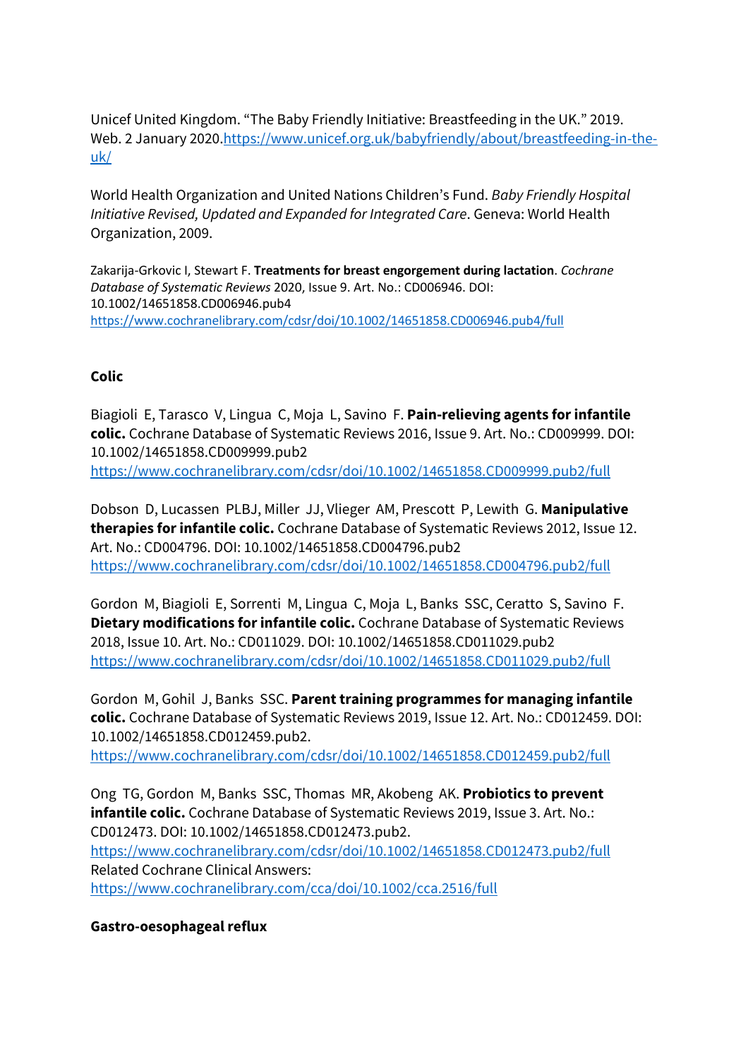Unicef United Kingdom. “The Baby Friendly Initiative: Breastfeeding in the UK.” 2019. Web. 2 January 2020.https://www.unicef.org.uk/babyfriendly/about/breastfeeding-in-the-uk/

World Health Organization and United Nations Children’s Fund. *Baby Friendly Hospital Initiative Revised, Updated and Expanded for Integrated Care*. Geneva: World Health Organization, 2009.

Zakarija-Grkovic I, Stewart F. **Treatments for breast engorgement during lactation**. *Cochrane Database of Systematic Reviews* 2020, Issue 9. Art. No.: CD006946. DOI: 10.1002/14651858.CD006946.pub4
https://www.cochranelibrary.com/cdsr/doi/10.1002/14651858.CD006946.pub4/full

**Colic**

Biagioli E, Tarasco V, Lingua C, Moja L, Savino F. **Pain-relieving agents for infantile colic.** Cochrane Database of Systematic Reviews 2016, Issue 9. Art. No.: CD009999. DOI: 10.1002/14651858.CD009999.pub2
https://www.cochranelibrary.com/cdsr/doi/10.1002/14651858.CD009999.pub2/full

Dobson D, Lucassen PLBJ, Miller JJ, Vlieger AM, Prescott P, Lewith G. **Manipulative therapies for infantile colic.** Cochrane Database of Systematic Reviews 2012, Issue 12. Art. No.: CD004796. DOI: 10.1002/14651858.CD004796.pub2
https://www.cochranelibrary.com/cdsr/doi/10.1002/14651858.CD004796.pub2/full

Gordon M, Biagioli E, Sorrenti M, Lingua C, Moja L, Banks SSC, Ceratto S, Savino F. **Dietary modifications for infantile colic.** Cochrane Database of Systematic Reviews 2018, Issue 10. Art. No.: CD011029. DOI: 10.1002/14651858.CD011029.pub2
https://www.cochranelibrary.com/cdsr/doi/10.1002/14651858.CD011029.pub2/full

Gordon M, Gohil J, Banks SSC. **Parent training programmes for managing infantile colic.** Cochrane Database of Systematic Reviews 2019, Issue 12. Art. No.: CD012459. DOI: 10.1002/14651858.CD012459.pub2.
https://www.cochranelibrary.com/cdsr/doi/10.1002/14651858.CD012459.pub2/full

Ong TG, Gordon M, Banks SSC, Thomas MR, Akobeng AK. **Probiotics to prevent infantile colic.** Cochrane Database of Systematic Reviews 2019, Issue 3. Art. No.: CD012473. DOI: 10.1002/14651858.CD012473.pub2.
https://www.cochranelibrary.com/cdsr/doi/10.1002/14651858.CD012473.pub2/full
Related Cochrane Clinical Answers:
https://www.cochranelibrary.com/cca/doi/10.1002/cca.2516/full

**Gastro-oesophageal reflux**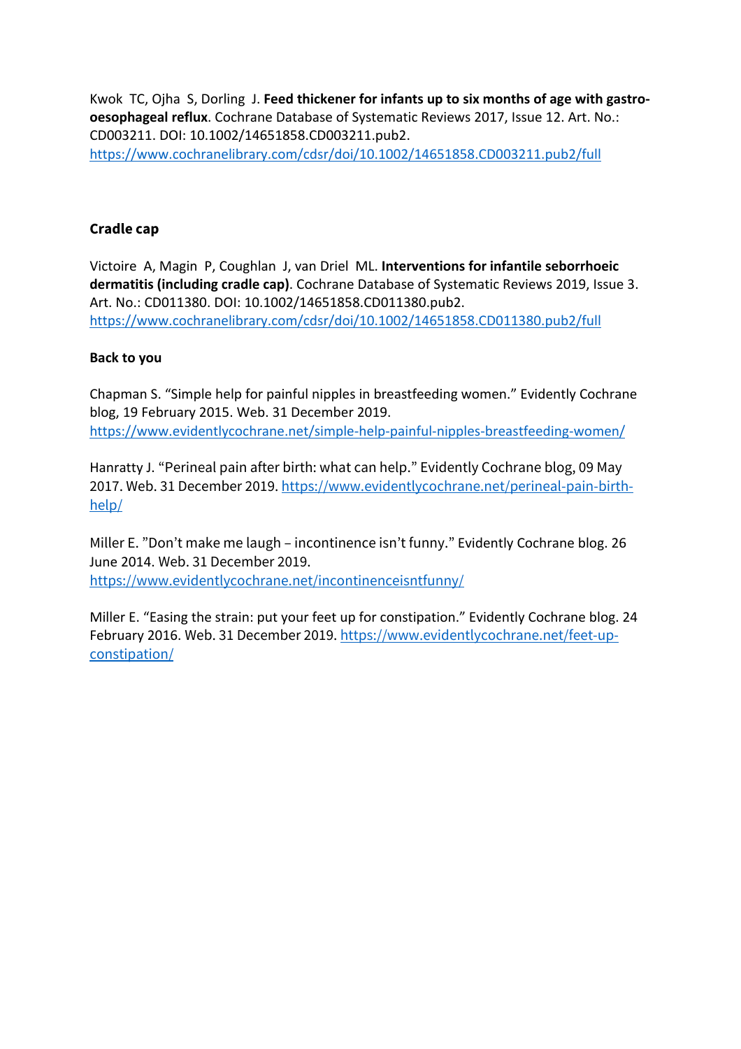Kwok TC, Ojha S, Dorling J. **Feed thickener for infants up to six months of age with gastro-oesophageal reflux**. Cochrane Database of Systematic Reviews 2017, Issue 12. Art. No.: CD003211. DOI: 10.1002/14651858.CD003211.pub2. https://www.cochranelibrary.com/cdsr/doi/10.1002/14651858.CD003211.pub2/full

### Cradle cap

Victoire A, Magin P, Coughlan J, van Driel ML. **Interventions for infantile seborrhoeic dermatitis (including cradle cap)**. Cochrane Database of Systematic Reviews 2019, Issue 3. Art. No.: CD011380. DOI: 10.1002/14651858.CD011380.pub2. https://www.cochranelibrary.com/cdsr/doi/10.1002/14651858.CD011380.pub2/full

### Back to you

Chapman S. "Simple help for painful nipples in breastfeeding women." Evidently Cochrane blog, 19 February 2015. Web. 31 December 2019. https://www.evidentlycochrane.net/simple-help-painful-nipples-breastfeeding-women/

Hanratty J. "Perineal pain after birth: what can help." Evidently Cochrane blog, 09 May 2017. Web. 31 December 2019. https://www.evidentlycochrane.net/perineal-pain-birth-help/

Miller E. "Don't make me laugh – incontinence isn't funny." Evidently Cochrane blog. 26 June 2014. Web. 31 December 2019. https://www.evidentlycochrane.net/incontinenceisntfunny/

Miller E. "Easing the strain: put your feet up for constipation." Evidently Cochrane blog. 24 February 2016. Web. 31 December 2019. https://www.evidentlycochrane.net/feet-up-constipation/